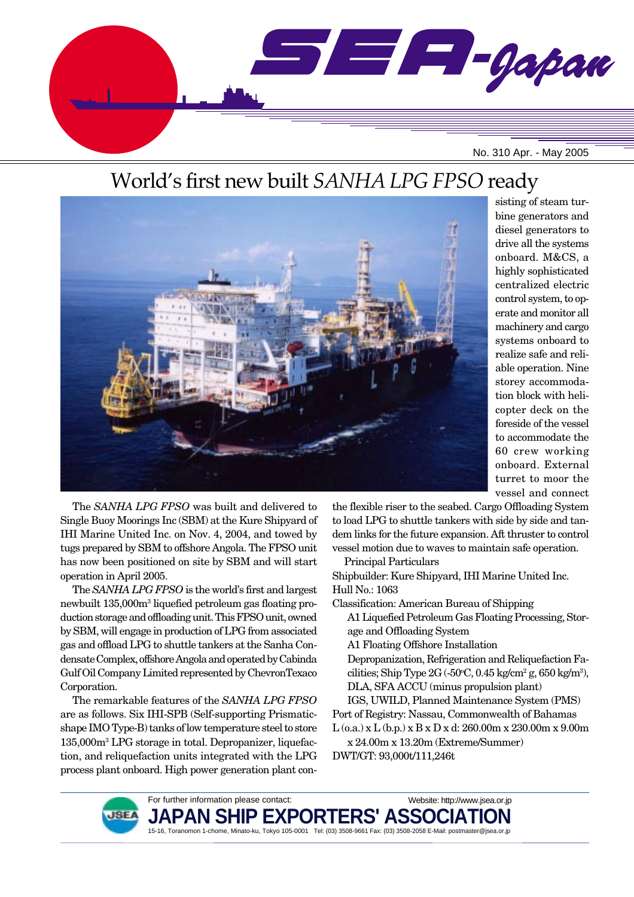SEA-Japan

No. 310 Apr. - May 2005

# World's first new built *SANHA LPG FPSO* ready

The *SANHA LPG FPSO* was built and delivered to Single Buoy Moorings Inc (SBM) at the Kure Shipyard of IHI Marine United Inc. on Nov. 4, 2004, and towed by tugs prepared by SBM to offshore Angola. The FPSO unit has now been positioned on site by SBM and will start operation in April 2005.

The *SANHA LPG FPSO* is the world's first and largest newbuilt 135,000m$^3$ liquefied petroleum gas floating production storage and offloading unit. This FPSO unit, owned by SBM, will engage in production of LPG from associated gas and offload LPG to shuttle tankers at the Sanha Condensate Complex, offshore Angola and operated by Cabinda Gulf Oil Company Limited represented by ChevronTexaco Corporation.

The remarkable features of the *SANHA LPG FPSO* are as follows. Six IHI-SPB (Self-supporting Prismatic-shape IMO Type-B) tanks of low temperature steel to store 135,000m$^3$ LPG storage in total. Depropanizer, liquefaction, and reliquefaction units integrated with the LPG process plant onboard. High power generation plant consisting of steam turbine generators and diesel generators to drive all the systems onboard. M&CS, a highly sophisticated centralized electric control system, to operate and monitor all machinery and cargo systems onboard to realize safe and reliable operation. Nine storey accommodation block with helicopter deck on the foreside of the vessel to accommodate the 60 crew working onboard. External turret to moor the vessel and connect the flexible riser to the seabed. Cargo Offloading System to load LPG to shuttle tankers with side by side and tandem links for the future expansion. Aft thruster to control vessel motion due to waves to maintain safe operation.

Principal Particulars

Shipbuilder: Kure Shipyard, IHI Marine United Inc.
Hull No.: 1063
Classification: American Bureau of Shipping
 A1 Liquefied Petroleum Gas Floating Processing, Storage and Offloading System
 A1 Floating Offshore Installation
 Depropanization, Refrigeration and Reliquefaction Facilities; Ship Type 2G (-50°C, 0.45 kg/cm$^2$ g, 650 kg/m$^3$), DLA, SFA ACCU (minus propulsion plant)
 IGS, UWILD, Planned Maintenance System (PMS)
Port of Registry: Nassau, Commonwealth of Bahamas
L (o.a.) x L (b.p.) x B x D x d: 260.00m x 230.00m x 9.00m x 24.00m x 13.20m (Extreme/Summer)
DWT/GT: 93,000t/111,246t

For further information please contact: Website: http://www.jsea.or.jp

**JAPAN SHIP EXPORTERS' ASSOCIATION**

15-16, Toranomon 1-chome, Minato-ku, Tokyo 105-0001 Tel: (03) 3508-9661 Fax: (03) 3508-2058 E-Mail: postmaster@jsea.or.jp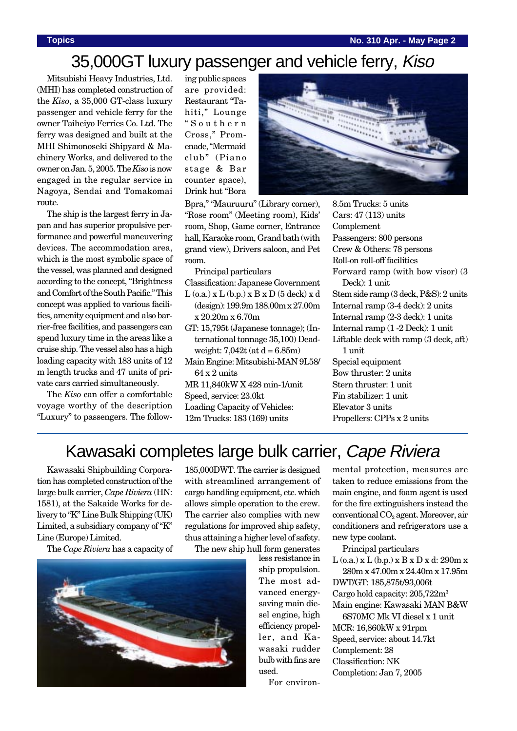# 35,000GT luxury passenger and vehicle ferry, *Kiso*

Mitsubishi Heavy Industries, Ltd. (MHI) has completed construction of the *Kiso*, a 35,000 GT-class luxury passenger and vehicle ferry for the owner Taiheiyo Ferries Co. Ltd. The ferry was designed and built at the MHI Shimonoseki Shipyard & Machinery Works, and delivered to the owner on Jan. 5, 2005. The *Kiso* is now engaged in the regular service in Nagoya, Sendai and Tomakomai route.

The ship is the largest ferry in Japan and has superior propulsive performance and powerful maneuvering devices. The accommodation area, which is the most symbolic space of the vessel, was planned and designed according to the concept, "Brightness and Comfort of the South Pacific." This concept was applied to various facilities, amenity equipment and also barrier-free facilities, and passengers can spend luxury time in the areas like a cruise ship. The vessel also has a high loading capacity with 183 units of 12 m length trucks and 47 units of private cars carried simultaneously.

The *Kiso* can offer a comfortable voyage worthy of the description "Luxury" to passengers. The following public spaces are provided: Restaurant "Tahiti," Lounge "Southern Cross," Promenade, "Mermaid club" (Piano stage & Bar counter space), Drink hut "Bora Bpra," "Mauruuru" (Library corner), "Rose room" (Meeting room), Kids' room, Shop, Game corner, Entrance hall, Karaoke room, Grand bath (with grand view), Drivers saloon, and Pet room.

Principal particulars

Classification: Japanese Government

L (o.a.) x L (b.p.) x B x D (5 deck) x d (design): 199.9m 188.00m x 27.00m x 20.20m x 6.70m

GT: 15,795t (Japanese tonnage); (International tonnage 35,100) Deadweight: 7,042t (at d = 6.85m)

Main Engine: Mitsubishi-MAN 9L58/64 x 2 units

MR 11,840kW X 428 min-1/unit

Speed, service: 23.0kt

Loading Capacity of Vehicles:

12m Trucks: 183 (169) units

8.5m Trucks: 5 units

Cars: 47 (113) units

Complement

Passengers: 800 persons

Crew & Others: 78 persons

Roll-on roll-off facilities

Forward ramp (with bow visor) (3 Deck): 1 unit

Stem side ramp (3 deck, P&S): 2 units

Internal ramp (3-4 deck): 2 units

Internal ramp (2-3 deck): 1 units

Internal ramp (1 -2 Deck): 1 unit

Liftable deck with ramp (3 deck, aft) 1 unit

Special equipment

Bow thruster: 2 units

Stern thruster: 1 unit

Fin stabilizer: 1 unit

Elevator 3 units

Propellers: CPPs x 2 units

# Kawasaki completes large bulk carrier, *Cape Riviera*

Kawasaki Shipbuilding Corporation has completed construction of the large bulk carrier, *Cape Riviera* (HN: 1581), at the Sakaide Works for delivery to "K" Line Bulk Shipping (UK) Limited, a subsidiary company of "K" Line (Europe) Limited.

The *Cape Riviera* has a capacity of 185,000DWT. The carrier is designed with streamlined arrangement of cargo handling equipment, etc. which allows simple operation to the crew. The carrier also complies with new regulations for improved ship safety, thus attaining a higher level of safety.

The new ship hull form generates less resistance in ship propulsion. The most advanced energy-saving main diesel engine, high efficiency propeller, and Kawasaki rudder bulb with fins are used.

For environmental protection, measures are taken to reduce emissions from the main engine, and foam agent is used for the fire extinguishers instead the conventional $CO_2$ agent. Moreover, air conditioners and refrigerators use a new type coolant.

Principal particulars

L (o.a.) x L (b.p.) x B x D x d: 290m x 280m x 47.00m x 24.40m x 17.95m

DWT/GT: 185,875t/93,006t

Cargo hold capacity: 205,722m$^3$

Main engine: Kawasaki MAN B&W 6S70MC Mk VI diesel x 1 unit

MCR: 16,860kW x 91rpm

Speed, service: about 14.7kt

Complement: 28

Classification: NK

Completion: Jan 7, 2005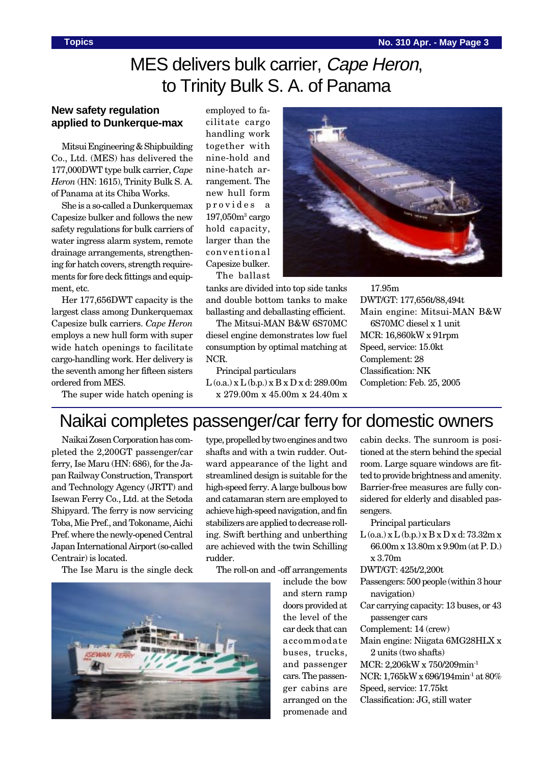# MES delivers bulk carrier, *Cape Heron*, to Trinity Bulk S. A. of Panama

## New safety regulation applied to Dunkerque-max

Mitsui Engineering & Shipbuilding Co., Ltd. (MES) has delivered the 177,000DWT type bulk carrier, *Cape Heron* (HN: 1615), Trinity Bulk S. A. of Panama at its Chiba Works.

She is a so-called a Dunkerquemax Capesize bulker and follows the new safety regulations for bulk carriers of water ingress alarm system, remote drainage arrangements, strengthening for hatch covers, strength requirements for fore deck fittings and equipment, etc.

Her 177,656DWT capacity is the largest class among Dunkerquemax Capesize bulk carriers. *Cape Heron* employs a new hull form with super wide hatch openings to facilitate cargo-handling work. Her delivery is the seventh among her fifteen sisters ordered from MES.

The super wide hatch opening is employed to facilitate cargo handling work together with nine-hold and nine-hatch arrangement. The new hull form provides a 197,050m$^3$ cargo hold capacity, larger than the conventional Capesize bulker.

The ballast tanks are divided into top side tanks and double bottom tanks to make ballasting and deballasting efficient.

The Mitsui-MAN B&W 6S70MC diesel engine demonstrates low fuel consumption by optimal matching at NCR.

Principal particulars

L (o.a.) x L (b.p.) x B x D x d: 289.00m x 279.00m x 45.00m x 24.40m x 17.95m
DWT/GT: 177,656t/88,494t
Main engine: Mitsui-MAN B&W 6S70MC diesel x 1 unit
MCR: 16,860kW x 91rpm
Speed, service: 15.0kt
Complement: 28
Classification: NK
Completion: Feb. 25, 2005

# Naikai completes passenger/car ferry for domestic owners

Naikai Zosen Corporation has completed the 2,200GT passenger/car ferry, Ise Maru (HN: 686), for the Japan Railway Construction, Transport and Technology Agency (JRTT) and Isewan Ferry Co., Ltd. at the Setoda Shipyard. The ferry is now servicing Toba, Mie Pref., and Tokoname, Aichi Pref. where the newly-opened Central Japan International Airport (so-called Centrair) is located.

The Ise Maru is the single deck type, propelled by two engines and two shafts and with a twin rudder. Outward appearance of the light and streamlined design is suitable for the high-speed ferry. A large bulbous bow and catamaran stern are employed to achieve high-speed navigation, and fin stabilizers are applied to decrease rolling. Swift berthing and unberthing are achieved with the twin Schilling rudder.

The roll-on and -off arrangements include the bow and stern ramp doors provided at the level of the car deck that can accommodate buses, trucks, and passenger cars. The passenger cabins are arranged on the promenade and cabin decks. The sunroom is positioned at the stern behind the special room. Large square windows are fitted to provide brightness and amenity. Barrier-free measures are fully considered for elderly and disabled passengers.

Principal particulars

L (o.a.) x L (b.p.) x B x D x d: 73.32m x 66.00m x 13.80m x 9.90m (at P. D.) x 3.70m
DWT/GT: 425t/2,200t
Passengers: 500 people (within 3 hour navigation)
Car carrying capacity: 13 buses, or 43 passenger cars
Complement: 14 (crew)
Main engine: Niigata 6MG28HLX x 2 units (two shafts)
MCR: 2,206kW x 750/209min$^{-1}$
NCR: 1,765kW x 696/194min$^{-1}$ at 80%
Speed, service: 17.75kt
Classification: JG, still water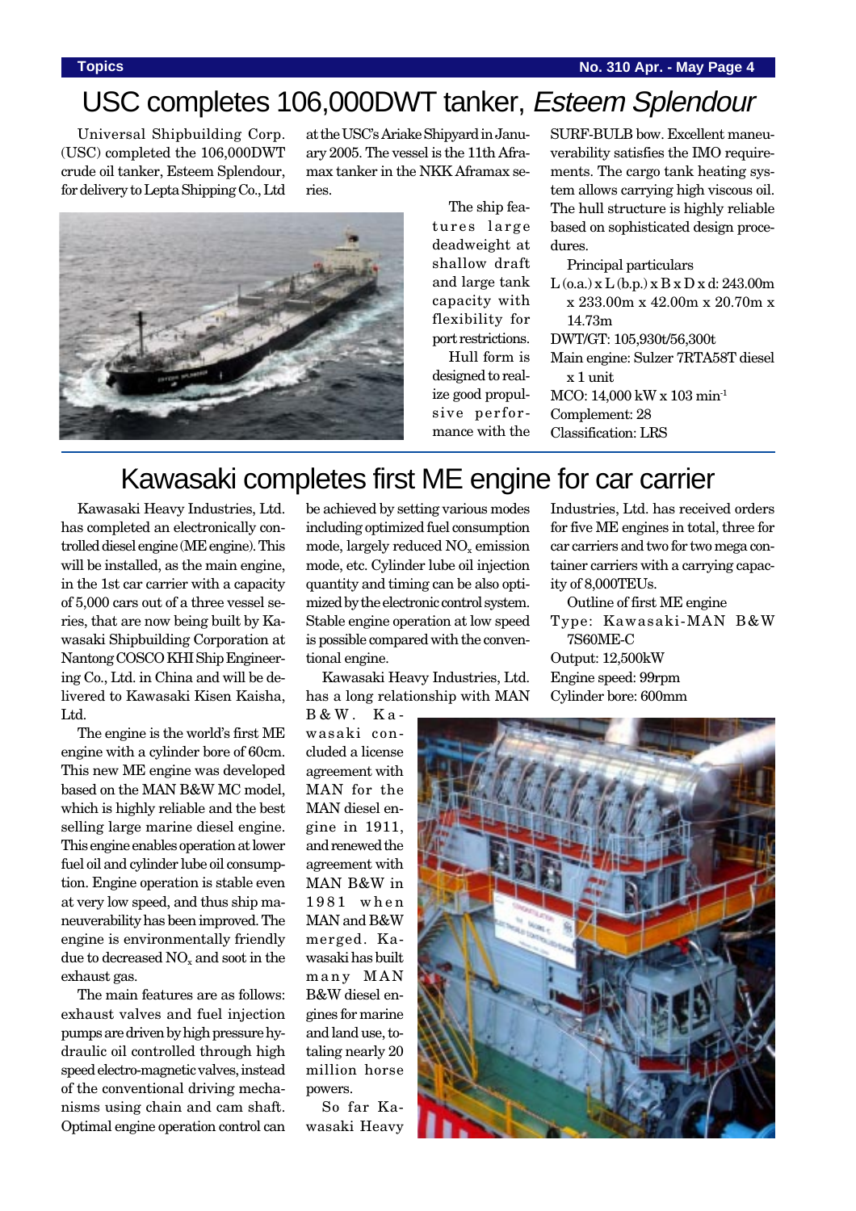# USC completes 106,000DWT tanker, *Esteem Splendour*

Universal Shipbuilding Corp. (USC) completed the 106,000DWT crude oil tanker, Esteem Splendour, for delivery to Lepta Shipping Co., Ltd at the USC's Ariake Shipyard in January 2005. The vessel is the 11th Aframax tanker in the NKK Aframax series.

The ship features large deadweight at shallow draft and large tank capacity with flexibility for port restrictions.

Hull form is designed to realize good propulsive performance with the SURF-BULB bow. Excellent maneuverability satisfies the IMO requirements. The cargo tank heating system allows carrying high viscous oil. The hull structure is highly reliable based on sophisticated design procedures.

Principal particulars

L (o.a.) x L (b.p.) x B x D x d: 243.00m x 233.00m x 42.00m x 20.70m x 14.73m

DWT/GT: 105,930t/56,300t

Main engine: Sulzer 7RTA58T diesel x 1 unit

MCO: 14,000 kW x 103 $min^{-1}$

Complement: 28

Classification: LRS

# Kawasaki completes first ME engine for car carrier

Kawasaki Heavy Industries, Ltd. has completed an electronically controlled diesel engine (ME engine). This will be installed, as the main engine, in the 1st car carrier with a capacity of 5,000 cars out of a three vessel series, that are now being built by Kawasaki Shipbuilding Corporation at Nantong COSCO KHI Ship Engineering Co., Ltd. in China and will be delivered to Kawasaki Kisen Kaisha, Ltd.

The engine is the world's first ME engine with a cylinder bore of 60cm. This new ME engine was developed based on the MAN B&W MC model, which is highly reliable and the best selling large marine diesel engine. This engine enables operation at lower fuel oil and cylinder lube oil consumption. Engine operation is stable even at very low speed, and thus ship maneuverability has been improved. The engine is environmentally friendly due to decreased $NO_x$ and soot in the exhaust gas.

The main features are as follows: exhaust valves and fuel injection pumps are driven by high pressure hydraulic oil controlled through high speed electro-magnetic valves, instead of the conventional driving mechanisms using chain and cam shaft. Optimal engine operation control can be achieved by setting various modes including optimized fuel consumption mode, largely reduced $NO_x$ emission mode, etc. Cylinder lube oil injection quantity and timing can be also optimized by the electronic control system. Stable engine operation at low speed is possible compared with the conventional engine.

Kawasaki Heavy Industries, Ltd. has a long relationship with MAN B&W. Kawasaki concluded a license agreement with MAN for the MAN diesel engine in 1911, and renewed the agreement with MAN B&W in 1981 when MAN and B&W merged. Kawasaki has built many MAN B&W diesel engines for marine and land use, totaling nearly 20 million horse powers.

So far Kawasaki Heavy Industries, Ltd. has received orders for five ME engines in total, three for car carriers and two for two mega container carriers with a carrying capacity of 8,000TEUs.

Outline of first ME engine

Type: Kawasaki-MAN B&W 7S60ME-C

Output: 12,500kW

Engine speed: 99rpm

Cylinder bore: 600mm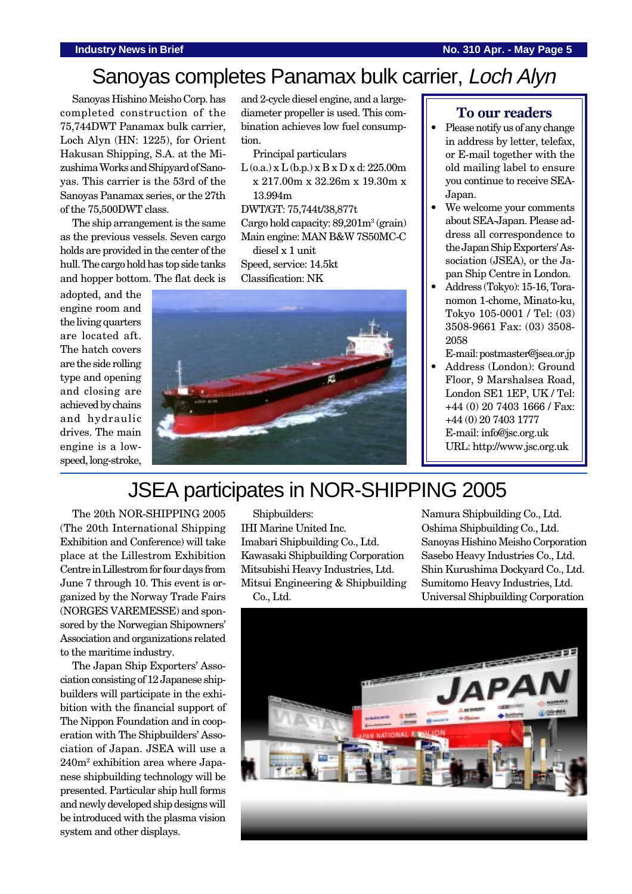# Sanoyas completes Panamax bulk carrier, *Loch Alyn*

Sanoyas Hishino Meisho Corp. has completed construction of the 75,744DWT Panamax bulk carrier, Loch Alyn (HN: 1225), for Orient Hakusan Shipping, S.A. at the Mizushima Works and Shipyard of Sanoyas. This carrier is the 53rd of the Sanoyas Panamax series, or the 27th of the 75,500DWT class.

The ship arrangement is the same as the previous vessels. Seven cargo holds are provided in the center of the hull. The cargo hold has top side tanks and hopper bottom. The flat deck is adopted, and the engine room and the living quarters are located aft. The hatch covers are the side rolling type and opening and closing are achieved by chains and hydraulic drives. The main engine is a low-speed, long-stroke, and 2-cycle diesel engine, and a large-diameter propeller is used. This combination achieves low fuel consumption.

Principal particulars

L (o.a.) x L (b.p.) x B x D x d: 225.00m x 217.00m x 32.26m x 19.30m x 13.994m

DWT/GT: 75,744t/38,877t

Cargo hold capacity: 89,201m$^3$ (grain)

Main engine: MAN B&W 7S50MC-C diesel x 1 unit

Speed, service: 14.5kt

Classification: NK

## To our readers

- Please notify us of any change in address by letter, telefax, or E-mail together with the old mailing label to ensure you continue to receive SEA-Japan.
- We welcome your comments about SEA-Japan. Please address all correspondence to the Japan Ship Exporters' Association (JSEA), or the Japan Ship Centre in London.
- Address (Tokyo): 15-16, Toranomon 1-chome, Minato-ku, Tokyo 105-0001 / Tel: (03) 3508-9661 Fax: (03) 3508-2058
  E-mail: postmaster@jsea.or.jp
- Address (London): Ground Floor, 9 Marshalsea Road, London SE1 1EP, UK / Tel: +44 (0) 20 7403 1666 / Fax: +44 (0) 20 7403 1777
  E-mail: info@jsc.org.uk
  URL: http://www.jsc.org.uk

# JSEA participates in NOR-SHIPPING 2005

The 20th NOR-SHIPPING 2005 (The 20th International Shipping Exhibition and Conference) will take place at the Lillestrom Exhibition Centre in Lillestrom for four days from June 7 through 10. This event is organized by the Norway Trade Fairs (NORGES VAREMESSE) and sponsored by the Norwegian Shipowners' Association and organizations related to the maritime industry.

The Japan Ship Exporters' Association consisting of 12 Japanese shipbuilders will participate in the exhibition with the financial support of The Nippon Foundation and in cooperation with The Shipbuilders' Association of Japan. JSEA will use a 240m$^2$ exhibition area where Japanese shipbuilding technology will be presented. Particular ship hull forms and newly developed ship designs will be introduced with the plasma vision system and other displays.

Shipbuilders:

IHI Marine United Inc.
Imabari Shipbuilding Co., Ltd.
Kawasaki Shipbuilding Corporation
Mitsubishi Heavy Industries, Ltd.
Mitsui Engineering & Shipbuilding Co., Ltd.
Namura Shipbuilding Co., Ltd.
Oshima Shipbuilding Co., Ltd.
Sanoyas Hishino Meisho Corporation
Sasebo Heavy Industries Co., Ltd.
Shin Kurushima Dockyard Co., Ltd.
Sumitomo Heavy Industries, Ltd.
Universal Shipbuilding Corporation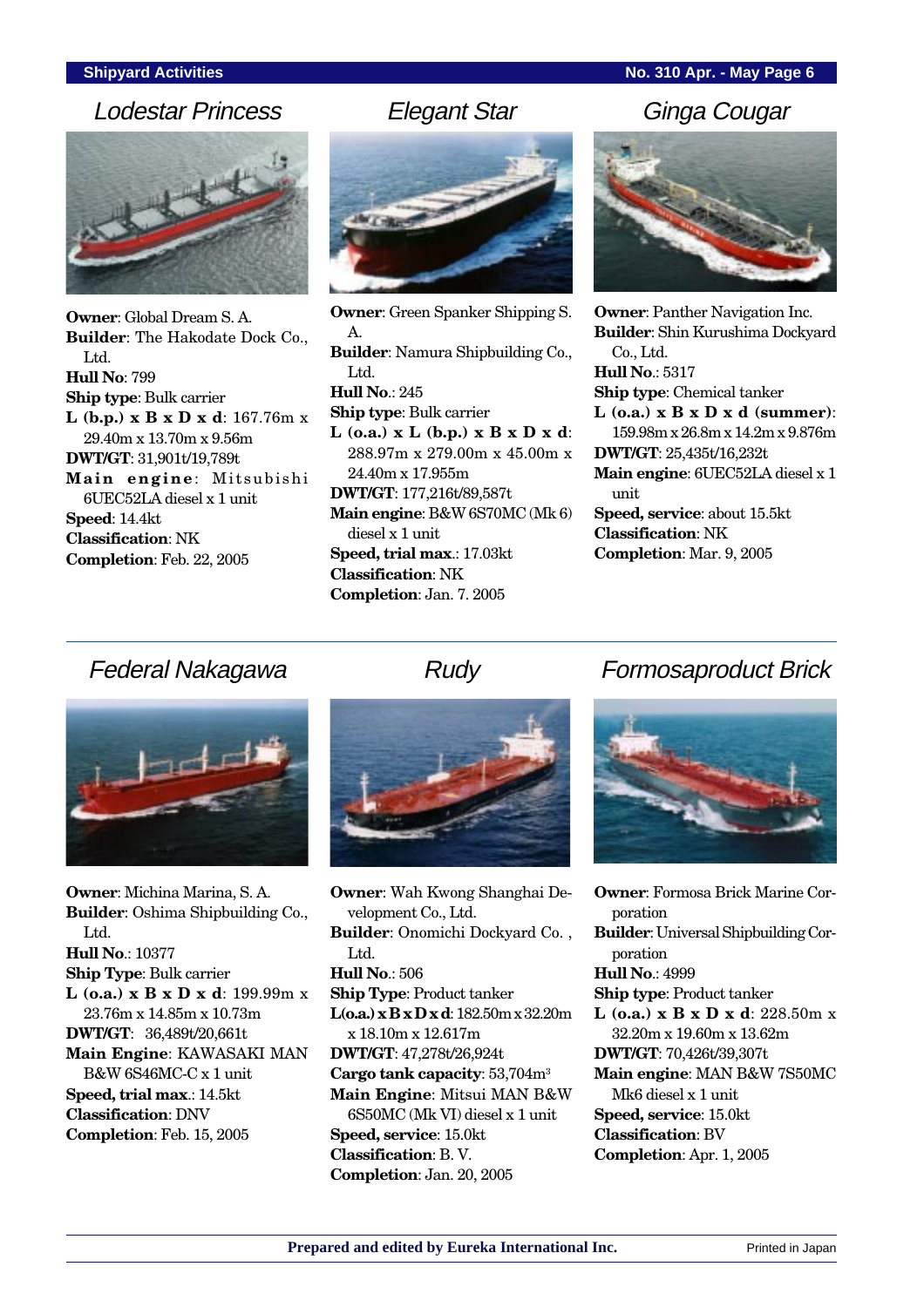## Lodestar Princess

**Owner**: Global Dream S. A.
**Builder**: The Hakodate Dock Co., Ltd.
**Hull No**: 799
**Ship type**: Bulk carrier
**L (b.p.) x B x D x d**: 167.76m x 29.40m x 13.70m x 9.56m
**DWT/GT**: 31,901t/19,789t
**Main engine**: Mitsubishi 6UEC52LA diesel x 1 unit
**Speed**: 14.4kt
**Classification**: NK
**Completion**: Feb. 22, 2005

## Elegant Star

**Owner**: Green Spanker Shipping S. A.
**Builder**: Namura Shipbuilding Co., Ltd.
**Hull No.**: 245
**Ship type**: Bulk carrier
**L (o.a.) x L (b.p.) x B x D x d**: 288.97m x 279.00m x 45.00m x 24.40m x 17.955m
**DWT/GT**: 177,216t/89,587t
**Main engine**: B&W 6S70MC (Mk 6) diesel x 1 unit
**Speed, trial max.**: 17.03kt
**Classification**: NK
**Completion**: Jan. 7. 2005

## Ginga Cougar

**Owner**: Panther Navigation Inc.
**Builder**: Shin Kurushima Dockyard Co., Ltd.
**Hull No.**: 5317
**Ship type**: Chemical tanker
**L (o.a.) x B x D x d (summer)**: 159.98m x 26.8m x 14.2m x 9.876m
**DWT/GT**: 25,435t/16,232t
**Main engine**: 6UEC52LA diesel x 1 unit
**Speed, service**: about 15.5kt
**Classification**: NK
**Completion**: Mar. 9, 2005

## Federal Nakagawa

**Owner**: Michina Marina, S. A.
**Builder**: Oshima Shipbuilding Co., Ltd.
**Hull No.**: 10377
**Ship Type**: Bulk carrier
**L (o.a.) x B x D x d**: 199.99m x 23.76m x 14.85m x 10.73m
**DWT/GT**: 36,489t/20,661t
**Main Engine**: KAWASAKI MAN B&W 6S46MC-C x 1 unit
**Speed, trial max.**: 14.5kt
**Classification**: DNV
**Completion**: Feb. 15, 2005

## Rudy

**Owner**: Wah Kwong Shanghai Development Co., Ltd.
**Builder**: Onomichi Dockyard Co. , Ltd.
**Hull No.**: 506
**Ship Type**: Product tanker
**L(o.a.) x B x D x d**: 182.50m x 32.20m x 18.10m x 12.617m
**DWT/GT**: 47,278t/26,924t
**Cargo tank capacity**: 53,704m$^3$
**Main Engine**: Mitsui MAN B&W 6S50MC (Mk VI) diesel x 1 unit
**Speed, service**: 15.0kt
**Classification**: B. V.
**Completion**: Jan. 20, 2005

## Formosaproduct Brick

**Owner**: Formosa Brick Marine Corporation
**Builder**: Universal Shipbuilding Corporation
**Hull No.**: 4999
**Ship type**: Product tanker
**L (o.a.) x B x D x d**: 228.50m x 32.20m x 19.60m x 13.62m
**DWT/GT**: 70,426t/39,307t
**Main engine**: MAN B&W 7S50MC Mk6 diesel x 1 unit
**Speed, service**: 15.0kt
**Classification**: BV
**Completion**: Apr. 1, 2005

**Prepared and edited by Eureka International Inc.** Printed in Japan